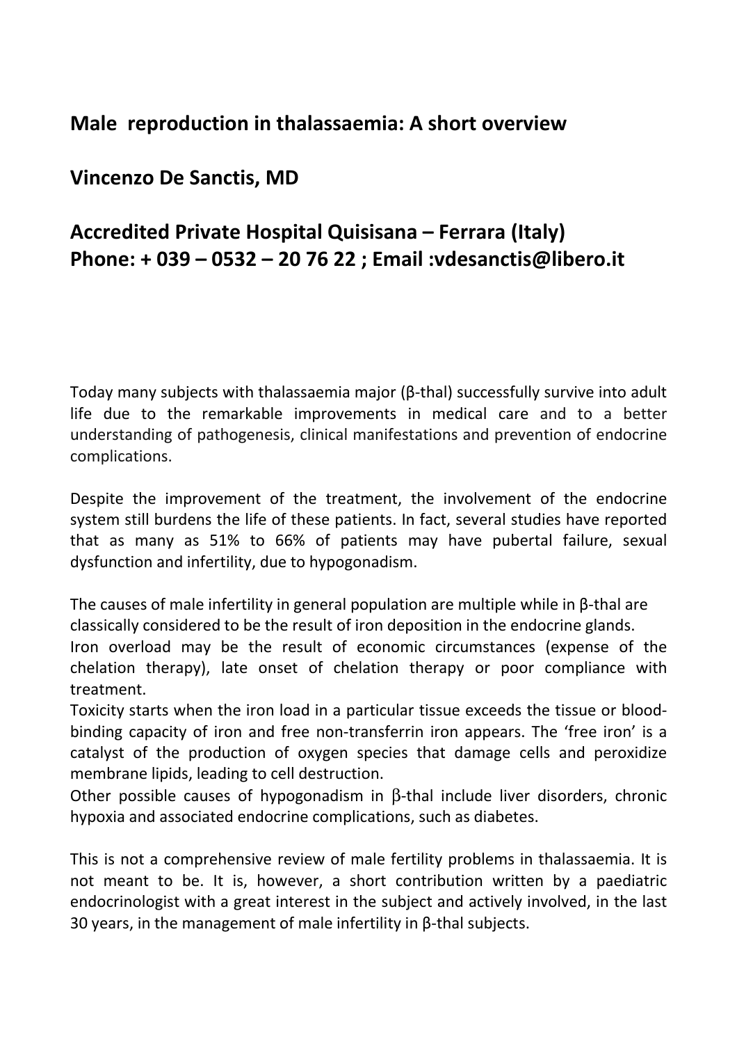# Male reproduction in thalassaemia: A short overview

**Vincenzo De Sanctis, MD**

**Accredited Private Hospital Quisisana – Ferrara (Italy)**
**Phone: + 039 – 0532 – 20 76 22 ; Email :vdesanctis@libero.it**

Today many subjects with thalassaemia major (β-thal) successfully survive into adult life due to the remarkable improvements in medical care and to a better understanding of pathogenesis, clinical manifestations and prevention of endocrine complications.

Despite the improvement of the treatment, the involvement of the endocrine system still burdens the life of these patients. In fact, several studies have reported that as many as 51% to 66% of patients may have pubertal failure, sexual dysfunction and infertility, due to hypogonadism.

The causes of male infertility in general population are multiple while in β-thal are classically considered to be the result of iron deposition in the endocrine glands.
Iron overload may be the result of economic circumstances (expense of the chelation therapy), late onset of chelation therapy or poor compliance with treatment.
Toxicity starts when the iron load in a particular tissue exceeds the tissue or blood-binding capacity of iron and free non-transferrin iron appears. The 'free iron' is a catalyst of the production of oxygen species that damage cells and peroxidize membrane lipids, leading to cell destruction.
Other possible causes of hypogonadism in β-thal include liver disorders, chronic hypoxia and associated endocrine complications, such as diabetes.

This is not a comprehensive review of male fertility problems in thalassaemia. It is not meant to be. It is, however, a short contribution written by a paediatric endocrinologist with a great interest in the subject and actively involved, in the last 30 years, in the management of male infertility in β-thal subjects.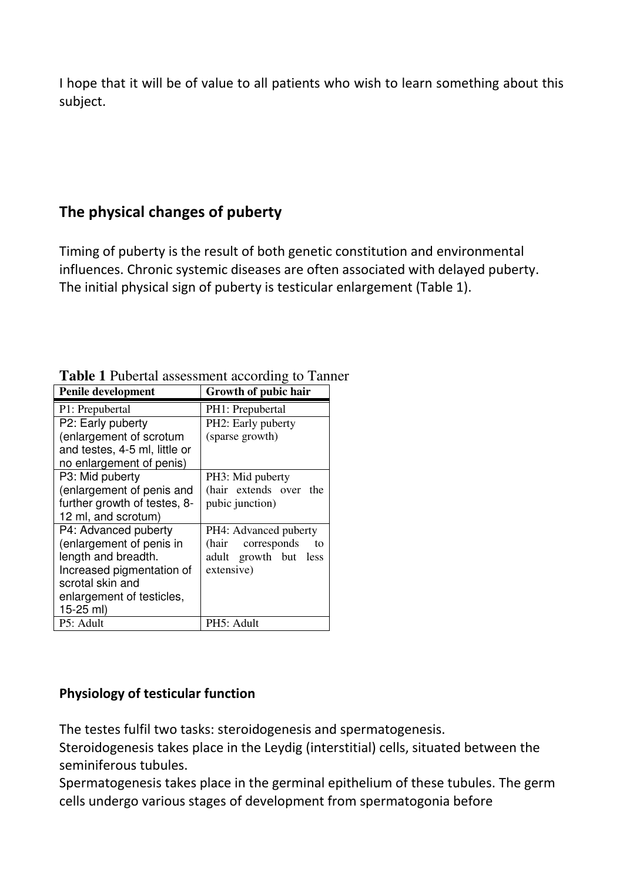I hope that it will be of value to all patients who wish to learn something about this subject.

## The physical changes of puberty

Timing of puberty is the result of both genetic constitution and environmental influences. Chronic systemic diseases are often associated with delayed puberty. The initial physical sign of puberty is testicular enlargement (Table 1).

**Table 1** Pubertal assessment according to Tanner

| Penile development | Growth of pubic hair |
|---|---|
| P1: Prepubertal | PH1: Prepubertal |
| P2: Early puberty (enlargement of scrotum and testes, 4-5 ml, little or no enlargement of penis) | PH2: Early puberty (sparse growth) |
| P3: Mid puberty (enlargement of penis and further growth of testes, 8-12 ml, and scrotum) | PH3: Mid puberty (hair extends over the pubic junction) |
| P4: Advanced puberty (enlargement of penis in length and breadth. Increased pigmentation of scrotal skin and enlargement of testicles, 15-25 ml) | PH4: Advanced puberty (hair corresponds to adult growth but less extensive) |
| P5: Adult | PH5: Adult |

### Physiology of testicular function

The testes fulfil two tasks: steroidogenesis and spermatogenesis.
Steroidogenesis takes place in the Leydig (interstitial) cells, situated between the seminiferous tubules.
Spermatogenesis takes place in the germinal epithelium of these tubules. The germ cells undergo various stages of development from spermatogonia before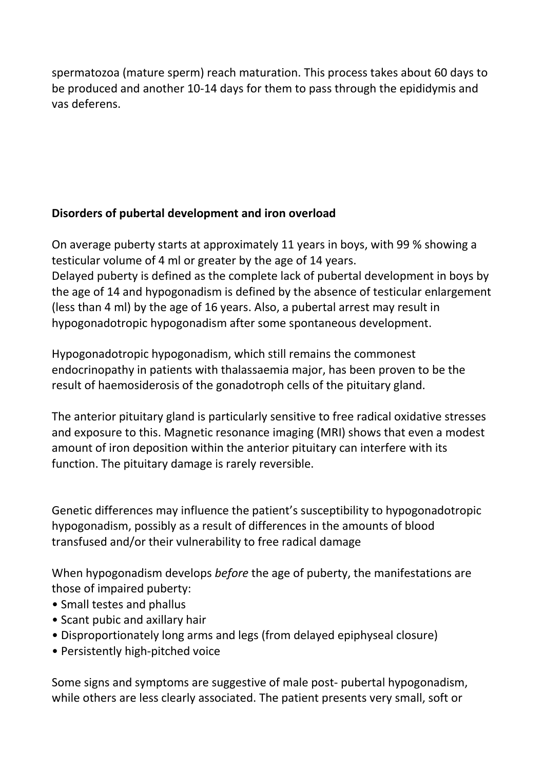spermatozoa (mature sperm) reach maturation. This process takes about 60 days to be produced and another 10-14 days for them to pass through the epididymis and vas deferens.

**Disorders of pubertal development and iron overload**

On average puberty starts at approximately 11 years in boys, with 99 % showing a testicular volume of 4 ml or greater by the age of 14 years.
Delayed puberty is defined as the complete lack of pubertal development in boys by the age of 14 and hypogonadism is defined by the absence of testicular enlargement (less than 4 ml) by the age of 16 years. Also, a pubertal arrest may result in hypogonadotropic hypogonadism after some spontaneous development.

Hypogonadotropic hypogonadism, which still remains the commonest endocrinopathy in patients with thalassaemia major, has been proven to be the result of haemosiderosis of the gonadotroph cells of the pituitary gland.

The anterior pituitary gland is particularly sensitive to free radical oxidative stresses and exposure to this. Magnetic resonance imaging (MRI) shows that even a modest amount of iron deposition within the anterior pituitary can interfere with its function. The pituitary damage is rarely reversible.

Genetic differences may influence the patient's susceptibility to hypogonadotropic hypogonadism, possibly as a result of differences in the amounts of blood transfused and/or their vulnerability to free radical damage

When hypogonadism develops *before* the age of puberty, the manifestations are those of impaired puberty:

- Small testes and phallus
- Scant pubic and axillary hair
- Disproportionately long arms and legs (from delayed epiphyseal closure)
- Persistently high-pitched voice

Some signs and symptoms are suggestive of male post- pubertal hypogonadism, while others are less clearly associated. The patient presents very small, soft or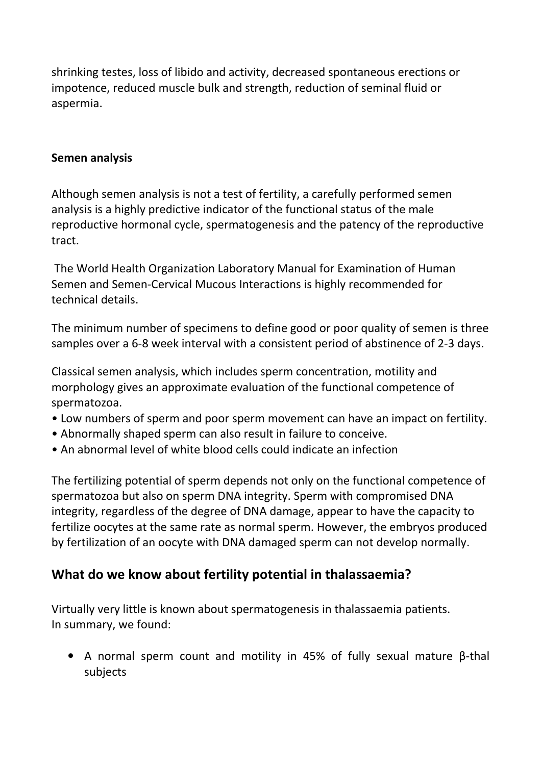shrinking testes, loss of libido and activity, decreased spontaneous erections or impotence, reduced muscle bulk and strength, reduction of seminal fluid or aspermia.

**Semen analysis**

Although semen analysis is not a test of fertility, a carefully performed semen analysis is a highly predictive indicator of the functional status of the male reproductive hormonal cycle, spermatogenesis and the patency of the reproductive tract.

The World Health Organization Laboratory Manual for Examination of Human Semen and Semen-Cervical Mucous Interactions is highly recommended for technical details.

The minimum number of specimens to define good or poor quality of semen is three samples over a 6-8 week interval with a consistent period of abstinence of 2-3 days.

Classical semen analysis, which includes sperm concentration, motility and morphology gives an approximate evaluation of the functional competence of spermatozoa.

- Low numbers of sperm and poor sperm movement can have an impact on fertility.
- Abnormally shaped sperm can also result in failure to conceive.
- An abnormal level of white blood cells could indicate an infection

The fertilizing potential of sperm depends not only on the functional competence of spermatozoa but also on sperm DNA integrity. Sperm with compromised DNA integrity, regardless of the degree of DNA damage, appear to have the capacity to fertilize oocytes at the same rate as normal sperm. However, the embryos produced by fertilization of an oocyte with DNA damaged sperm can not develop normally.

## What do we know about fertility potential in thalassaemia?

Virtually very little is known about spermatogenesis in thalassaemia patients.
In summary, we found:

- A normal sperm count and motility in 45% of fully sexual mature β-thal subjects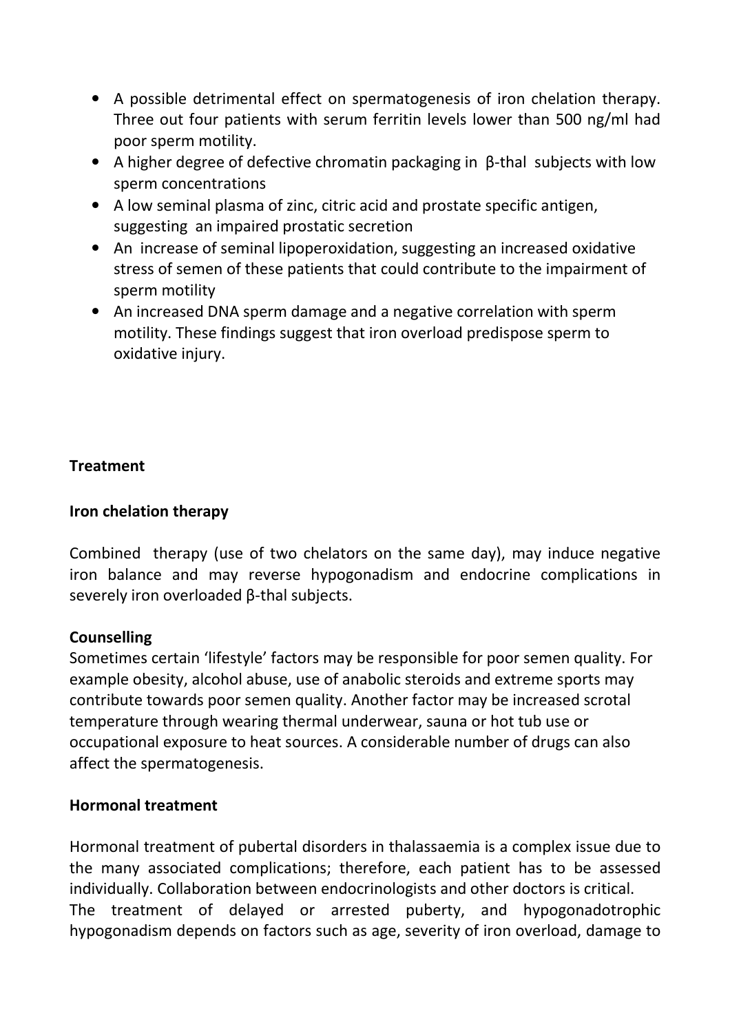- A possible detrimental effect on spermatogenesis of iron chelation therapy. Three out four patients with serum ferritin levels lower than 500 ng/ml had poor sperm motility.
- A higher degree of defective chromatin packaging in β-thal subjects with low sperm concentrations
- A low seminal plasma of zinc, citric acid and prostate specific antigen, suggesting an impaired prostatic secretion
- An increase of seminal lipoperoxidation, suggesting an increased oxidative stress of semen of these patients that could contribute to the impairment of sperm motility
- An increased DNA sperm damage and a negative correlation with sperm motility. These findings suggest that iron overload predispose sperm to oxidative injury.

**Treatment**

**Iron chelation therapy**

Combined therapy (use of two chelators on the same day), may induce negative iron balance and may reverse hypogonadism and endocrine complications in severely iron overloaded β-thal subjects.

**Counselling**

Sometimes certain 'lifestyle' factors may be responsible for poor semen quality. For example obesity, alcohol abuse, use of anabolic steroids and extreme sports may contribute towards poor semen quality. Another factor may be increased scrotal temperature through wearing thermal underwear, sauna or hot tub use or occupational exposure to heat sources. A considerable number of drugs can also affect the spermatogenesis.

**Hormonal treatment**

Hormonal treatment of pubertal disorders in thalassaemia is a complex issue due to the many associated complications; therefore, each patient has to be assessed individually. Collaboration between endocrinologists and other doctors is critical.
The treatment of delayed or arrested puberty, and hypogonadotrophic hypogonadism depends on factors such as age, severity of iron overload, damage to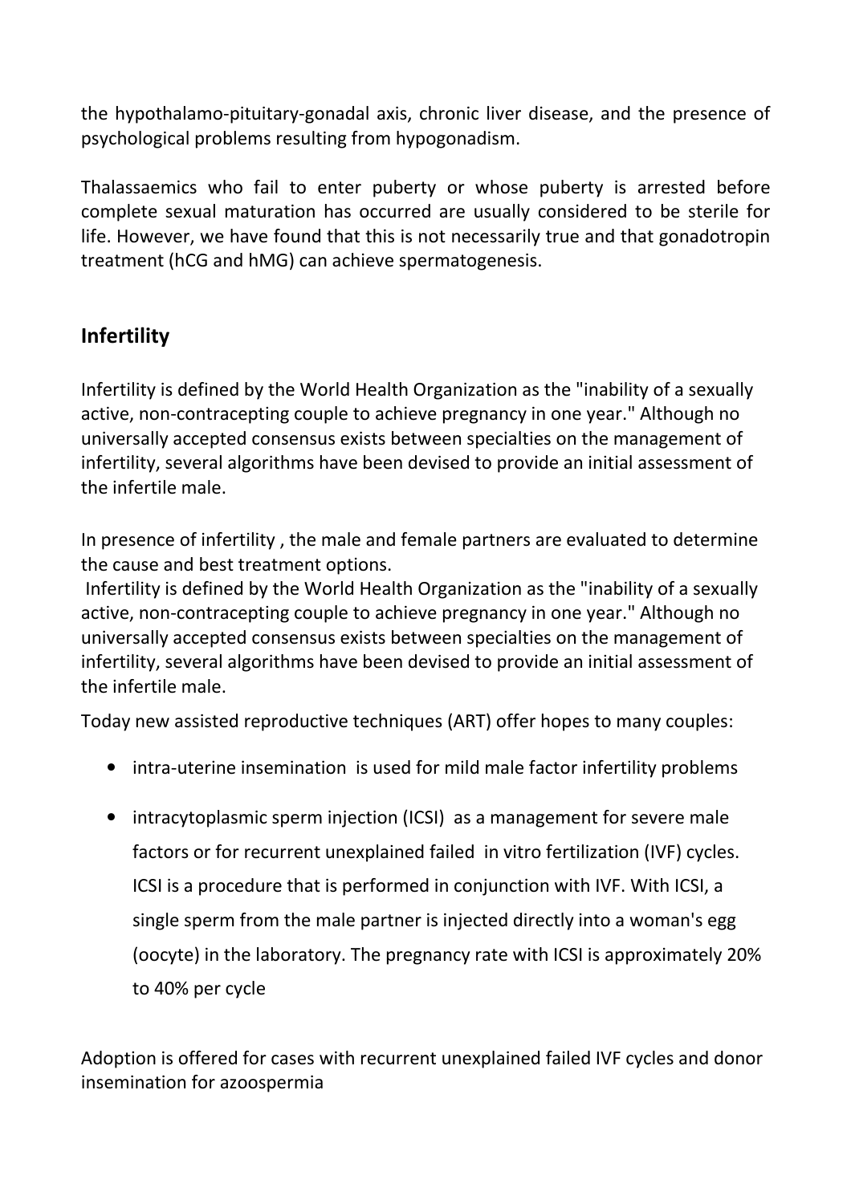the hypothalamo-pituitary-gonadal axis, chronic liver disease, and the presence of psychological problems resulting from hypogonadism.

Thalassaemics who fail to enter puberty or whose puberty is arrested before complete sexual maturation has occurred are usually considered to be sterile for life. However, we have found that this is not necessarily true and that gonadotropin treatment (hCG and hMG) can achieve spermatogenesis.

## Infertility

Infertility is defined by the World Health Organization as the "inability of a sexually active, non-contracepting couple to achieve pregnancy in one year." Although no universally accepted consensus exists between specialties on the management of infertility, several algorithms have been devised to provide an initial assessment of the infertile male.

In presence of infertility , the male and female partners are evaluated to determine the cause and best treatment options.

Infertility is defined by the World Health Organization as the "inability of a sexually active, non-contracepting couple to achieve pregnancy in one year." Although no universally accepted consensus exists between specialties on the management of infertility, several algorithms have been devised to provide an initial assessment of the infertile male.

Today new assisted reproductive techniques (ART) offer hopes to many couples:

- intra-uterine insemination is used for mild male factor infertility problems
- intracytoplasmic sperm injection (ICSI) as a management for severe male factors or for recurrent unexplained failed in vitro fertilization (IVF) cycles. ICSI is a procedure that is performed in conjunction with IVF. With ICSI, a single sperm from the male partner is injected directly into a woman's egg (oocyte) in the laboratory. The pregnancy rate with ICSI is approximately 20% to 40% per cycle

Adoption is offered for cases with recurrent unexplained failed IVF cycles and donor insemination for azoospermia